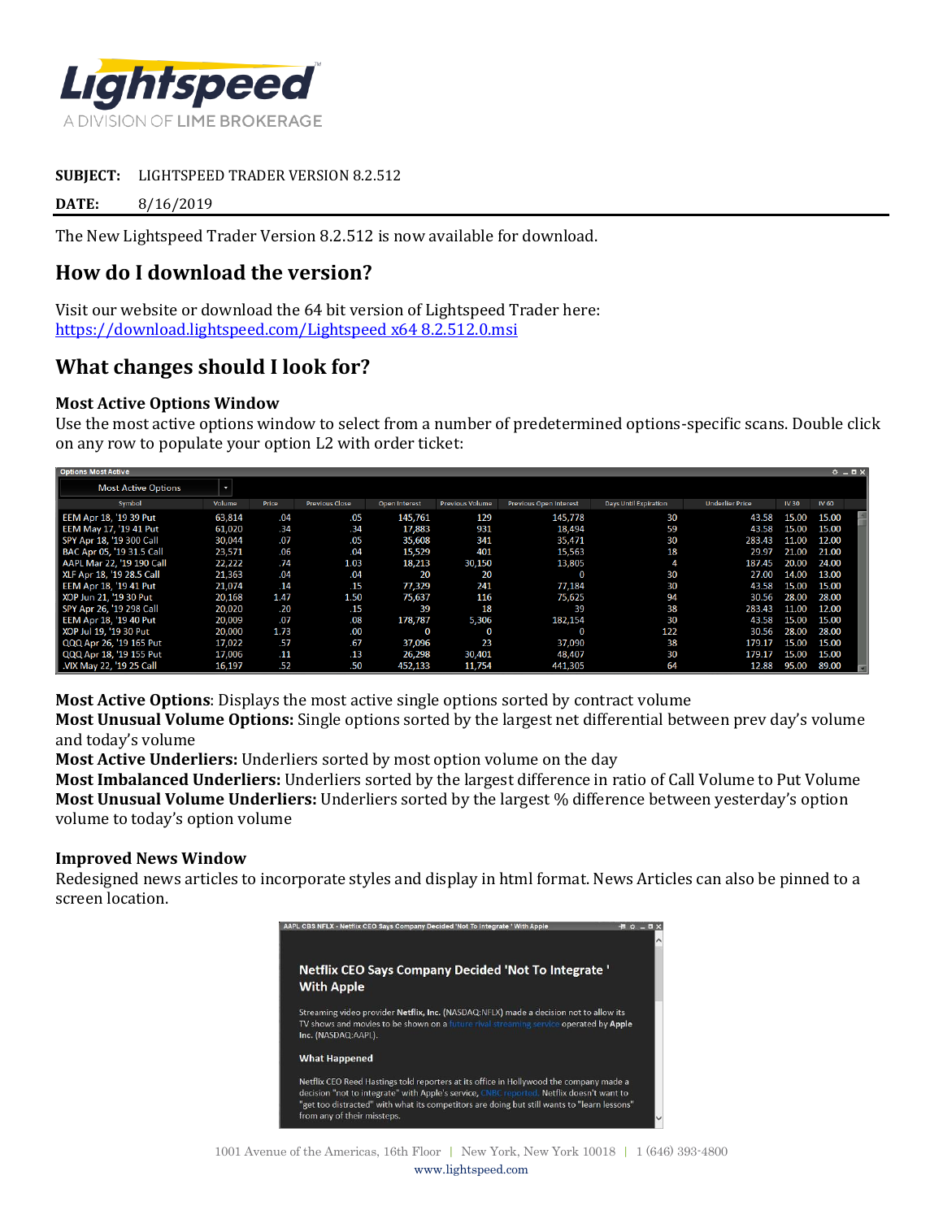**SUBJECT:** LIGHTSPEED TRADER VERSION 8.2.512

**DATE:** 8/16/2019

The New Lightspeed Trader Version 8.2.512 is now available for download.

## How do I download the version?

Visit our website or download the 64 bit version of Lightspeed Trader here:
[https://download.lightspeed.com/Lightspeed x64 8.2.512.0.msi](https://download.lightspeed.com/Lightspeed x64 8.2.512.0.msi)

## What changes should I look for?

### Most Active Options Window

Use the most active options window to select from a number of predetermined options-specific scans. Double click on any row to populate your option L2 with order ticket:

| Symbol | Volume | Price | Previous Close | Open Interest | Previous Volume | Previous Open Interest | Days Until Expiration | Underlier Price | IV 30 | IV 60 |
|---|---|---|---|---|---|---|---|---|---|---|
| EEM Apr 18, '19 39 Put | 63,814 | .04 | .05 | 145,761 | 129 | 145,778 | 30 | 43.58 | 15.00 | 15.00 |
| EEM May 17, '19 41 Put | 61,020 | .34 | .34 | 17,883 | 931 | 18,494 | 59 | 43.58 | 15.00 | 15.00 |
| SPY Apr 18, '19 300 Call | 30,044 | .07 | .05 | 35,608 | 341 | 35,471 | 30 | 283.43 | 11.00 | 12.00 |
| BAC Apr 05, '19 31.5 Call | 23,571 | .06 | .04 | 15,529 | 401 | 15,563 | 18 | 29.97 | 21.00 | 21.00 |
| AAPL Mar 22, '19 190 Call | 22,222 | .74 | 1.03 | 18,213 | 30,150 | 13,805 | 4 | 187.45 | 20.00 | 24.00 |
| XLF Apr 18, '19 28.5 Call | 21,363 | .04 | .04 | 20 | 20 | 0 | 30 | 27.00 | 14.00 | 13.00 |
| EEM Apr 18, '19 41 Put | 21,074 | .14 | .15 | 77,329 | 241 | 77,184 | 30 | 43.58 | 15.00 | 15.00 |
| XOP Jun 21, '19 30 Put | 20,168 | 1.47 | 1.50 | 75,637 | 116 | 75,625 | 94 | 30.56 | 28.00 | 28.00 |
| SPY Apr 26, '19 298 Call | 20,020 | .20 | .15 | 39 | 18 | 39 | 38 | 283.43 | 11.00 | 12.00 |
| EEM Apr 18, '19 40 Put | 20,009 | .07 | .08 | 178,787 | 5,306 | 182,154 | 30 | 43.58 | 15.00 | 15.00 |
| XOP Jul 19, '19 30 Put | 20,000 | 1.73 | .00 | 0 | 0 | 0 | 122 | 30.56 | 28.00 | 28.00 |
| QQQ Apr 26, '19 165 Put | 17,022 | .57 | .67 | 37,096 | 23 | 37,090 | 38 | 179.17 | 15.00 | 15.00 |
| QQQ Apr 18, '19 155 Put | 17,006 | .11 | .13 | 26,298 | 30,401 | 48,407 | 30 | 179.17 | 15.00 | 15.00 |
| .VIX May 22, '19 25 Call | 16,197 | .52 | .50 | 452,133 | 11,754 | 441,305 | 64 | 12.88 | 95.00 | 89.00 |

**Most Active Options**: Displays the most active single options sorted by contract volume
**Most Unusual Volume Options:** Single options sorted by the largest net differential between prev day's volume and today's volume
**Most Active Underliers:** Underliers sorted by most option volume on the day
**Most Imbalanced Underliers:** Underliers sorted by the largest difference in ratio of Call Volume to Put Volume
**Most Unusual Volume Underliers:** Underliers sorted by the largest % difference between yesterday's option volume to today's option volume

### Improved News Window

Redesigned news articles to incorporate styles and display in html format. News Articles can also be pinned to a screen location.

AAPL CBS NFLX - Netflix CEO Says Company Decided 'Not To Integrate ' With Apple

**Netflix CEO Says Company Decided 'Not To Integrate ' With Apple**

Streaming video provider **Netflix, Inc.** (NASDAQ:NFLX) made a decision not to allow its TV shows and movies to be shown on a future rival streaming service operated by **Apple** Inc. (NASDAQ:AAPL).

**What Happened**

Netflix CEO Reed Hastings told reporters at its office in Hollywood the company made a decision "not to integrate" with Apple's service, CNBC reported. Netflix doesn't want to "get too distracted" with what its competitors are doing but still wants to "learn lessons" from any of their missteps.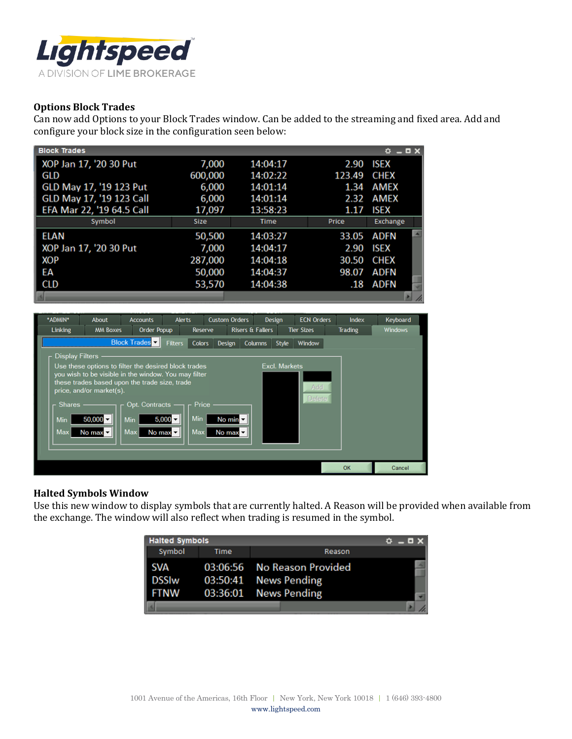## Options Block Trades

Can now add Options to your Block Trades window. Can be added to the streaming and fixed area. Add and configure your block size in the configuration seen below:

**Block Trades**

| Symbol | Size | Time | Price | Exchange |
|---|---|---|---|---|
| XOP Jan 17, '20 30 Put | 7,000 | 14:04:17 | 2.90 | ISEX |
| GLD | 600,000 | 14:02:22 | 123.49 | CHEX |
| GLD May 17, '19 123 Put | 6,000 | 14:01:14 | 1.34 | AMEX |
| GLD May 17, '19 123 Call | 6,000 | 14:01:14 | 2.32 | AMEX |
| EFA Mar 22, '19 64.5 Call | 17,097 | 13:58:23 | 1.17 | ISEX |
| ELAN | 50,500 | 14:03:27 | 33.05 | ADFN |
| XOP Jan 17, '20 30 Put | 7,000 | 14:04:17 | 2.90 | ISEX |
| XOP | 287,000 | 14:04:18 | 30.50 | CHEX |
| EA | 50,000 | 14:04:37 | 98.07 | ADFN |
| CLD | 53,570 | 14:04:38 | .18 | ADFN |

*ADMIN* | About | Accounts | Alerts | Custom Orders | Design | ECN Orders | Index | Keyboard
Linking | MM Boxes | Order Popup | Reserve | Risers & Fallers | Tier Sizes | Trading | Windows

Block Trades | Filters | Colors | Design | Columns | Style | Window

Display Filters

Use these options to filter the desired block trades you wish to be visible in the window. You may filter these trades based upon the trade size, trade price, and/or market(s).

| | Shares | Opt. Contracts | Price |
|---|---|---|---|
| Min | 50,000 | 5,000 | No min |
| Max | No max | No max | No max |

Excl. Markets — Add | Delete

OK | Cancel

## Halted Symbols Window

Use this new window to display symbols that are currently halted. A Reason will be provided when available from the exchange. The window will also reflect when trading is resumed in the symbol.

**Halted Symbols**

| Symbol | Time | Reason |
|---|---|---|
| SVA | 03:06:56 | No Reason Provided |
| DSSIw | 03:50:41 | News Pending |
| FTNW | 03:36:01 | News Pending |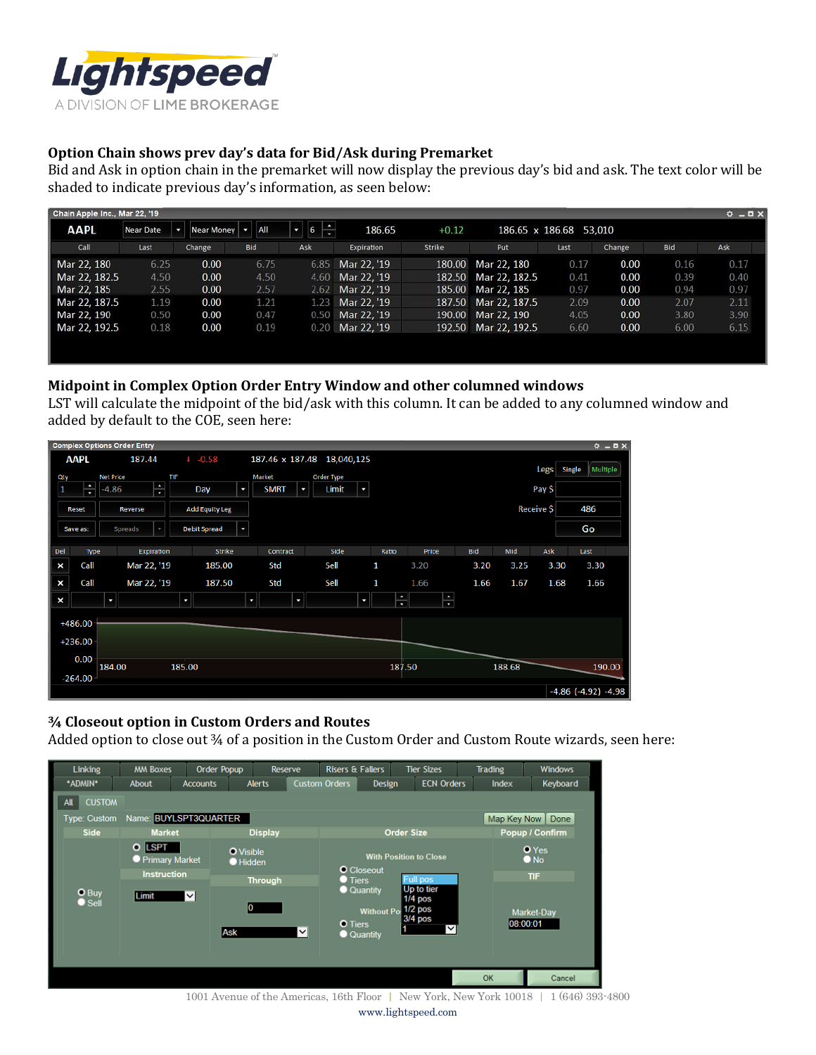## Option Chain shows prev day's data for Bid/Ask during Premarket

Bid and Ask in option chain in the premarket will now display the previous day's bid and ask. The text color will be shaded to indicate previous day's information, as seen below:

## Midpoint in Complex Option Order Entry Window and other columned windows

LST will calculate the midpoint of the bid/ask with this column. It can be added to any columned window and added by default to the COE, seen here:

## ¾ Closeout option in Custom Orders and Routes

Added option to close out ¾ of a position in the Custom Order and Custom Route wizards, seen here: